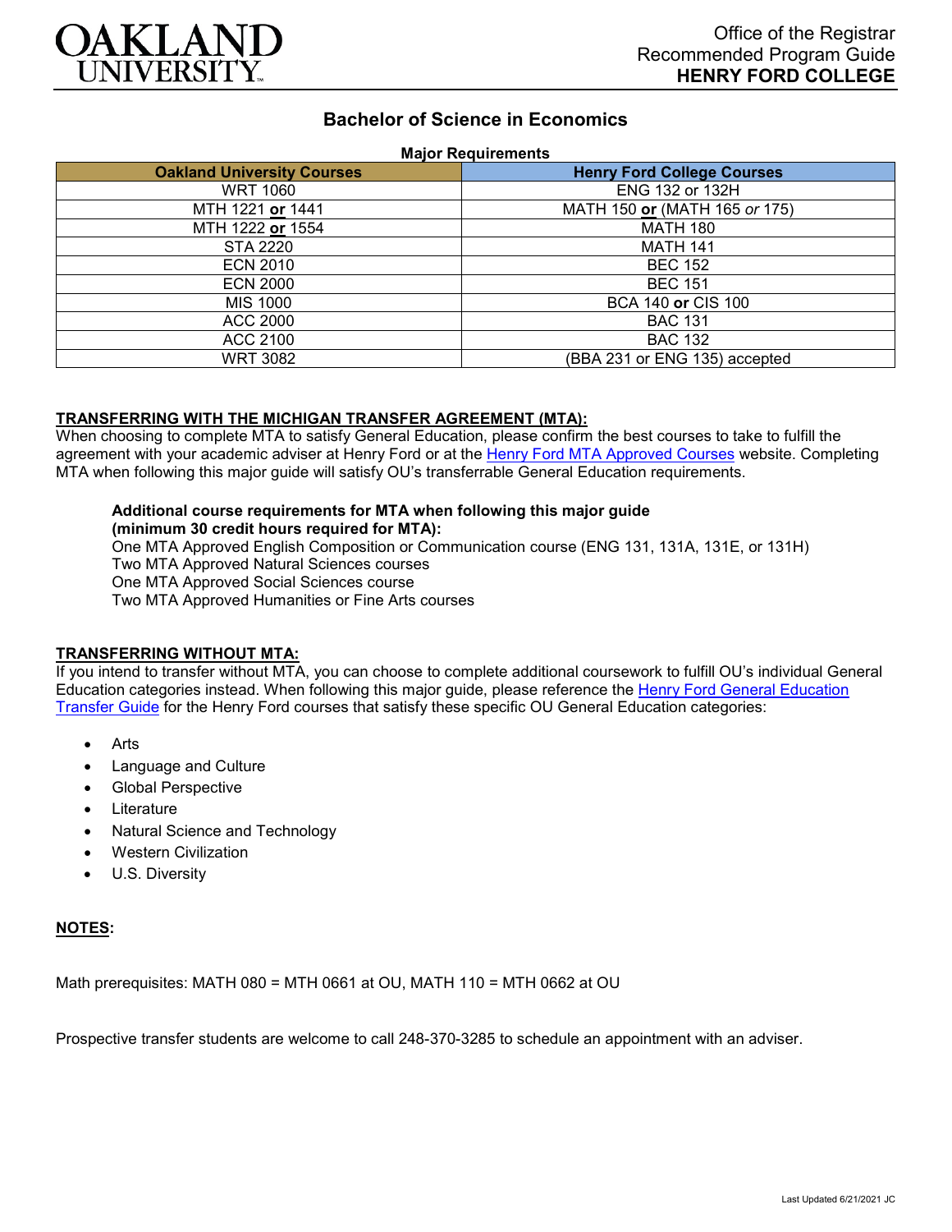Office of the Registrar
Recommended Program Guide
**HENRY FORD COLLEGE**

# Bachelor of Science in Economics

**Major Requirements**

| Oakland University Courses | Henry Ford College Courses |
|---|---|
| WRT 1060 | ENG 132 or 132H |
| MTH 1221 **or** 1441 | MATH 150 **or** (MATH 165 *or* 175) |
| MTH 1222 **or** 1554 | MATH 180 |
| STA 2220 | MATH 141 |
| ECN 2010 | BEC 152 |
| ECN 2000 | BEC 151 |
| MIS 1000 | BCA 140 **or** CIS 100 |
| ACC 2000 | BAC 131 |
| ACC 2100 | BAC 132 |
| WRT 3082 | (BBA 231 or ENG 135) accepted |

## TRANSFERRING WITH THE MICHIGAN TRANSFER AGREEMENT (MTA):

When choosing to complete MTA to satisfy General Education, please confirm the best courses to take to fulfill the agreement with your academic adviser at Henry Ford or at the Henry Ford MTA Approved Courses website. Completing MTA when following this major guide will satisfy OU's transferrable General Education requirements.

**Additional course requirements for MTA when following this major guide (minimum 30 credit hours required for MTA):**
One MTA Approved English Composition or Communication course (ENG 131, 131A, 131E, or 131H)
Two MTA Approved Natural Sciences courses
One MTA Approved Social Sciences course
Two MTA Approved Humanities or Fine Arts courses

## TRANSFERRING WITHOUT MTA:

If you intend to transfer without MTA, you can choose to complete additional coursework to fulfill OU's individual General Education categories instead. When following this major guide, please reference the Henry Ford General Education Transfer Guide for the Henry Ford courses that satisfy these specific OU General Education categories:

- Arts
- Language and Culture
- Global Perspective
- Literature
- Natural Science and Technology
- Western Civilization
- U.S. Diversity

## NOTES:

Math prerequisites: MATH 080 = MTH 0661 at OU, MATH 110 = MTH 0662 at OU

Prospective transfer students are welcome to call 248-370-3285 to schedule an appointment with an adviser.

Last Updated 6/21/2021 JC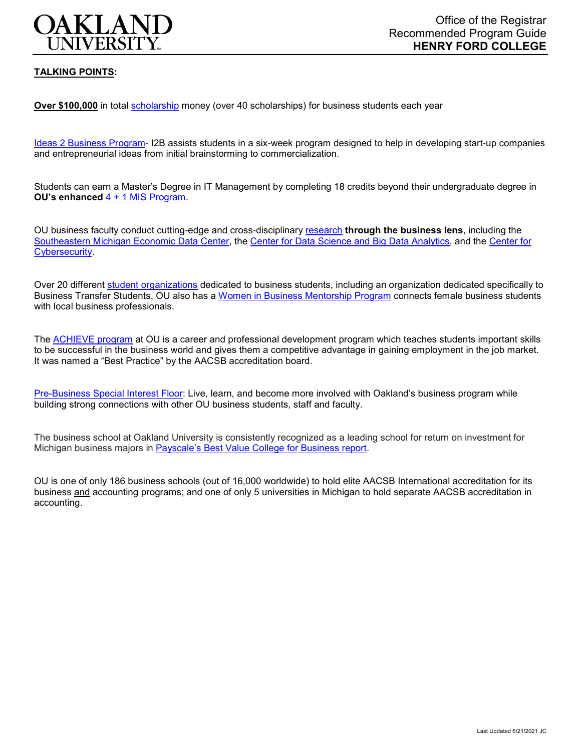**TALKING POINTS:**

**Over $100,000** in total scholarship money (over 40 scholarships) for business students each year

Ideas 2 Business Program- I2B assists students in a six-week program designed to help in developing start-up companies and entrepreneurial ideas from initial brainstorming to commercialization.

Students can earn a Master's Degree in IT Management by completing 18 credits beyond their undergraduate degree in **OU's enhanced** 4 + 1 MIS Program.

OU business faculty conduct cutting-edge and cross-disciplinary research **through the business lens**, including the Southeastern Michigan Economic Data Center, the Center for Data Science and Big Data Analytics, and the Center for Cybersecurity.

Over 20 different student organizations dedicated to business students, including an organization dedicated specifically to Business Transfer Students, OU also has a Women in Business Mentorship Program connects female business students with local business professionals.

The ACHIEVE program at OU is a career and professional development program which teaches students important skills to be successful in the business world and gives them a competitive advantage in gaining employment in the job market. It was named a "Best Practice" by the AACSB accreditation board.

Pre-Business Special Interest Floor: Live, learn, and become more involved with Oakland's business program while building strong connections with other OU business students, staff and faculty.

The business school at Oakland University is consistently recognized as a leading school for return on investment for Michigan business majors in Payscale's Best Value College for Business report.

OU is one of only 186 business schools (out of 16,000 worldwide) to hold elite AACSB International accreditation for its business and accounting programs; and one of only 5 universities in Michigan to hold separate AACSB accreditation in accounting.

Last Updated 6/21/2021 JC